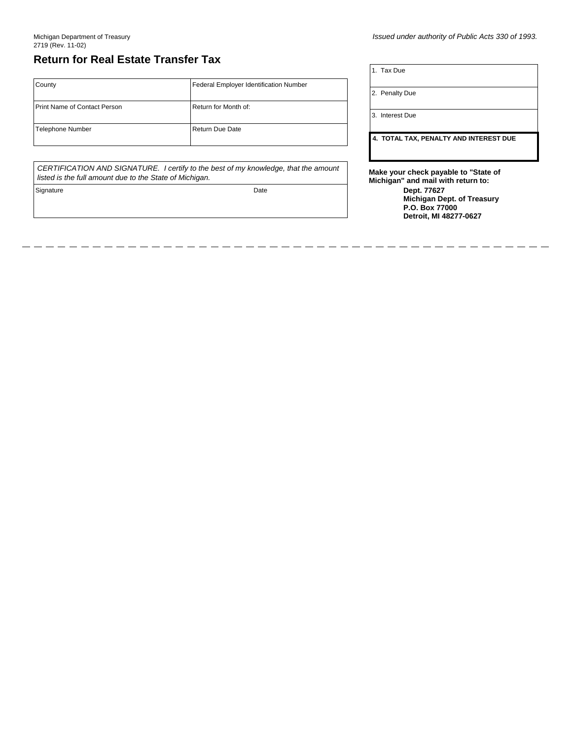Michigan Department of Treasury
2719 (Rev. 11-02)

*Issued under authority of Public Acts 330 of 1993.*

## Return for Real Estate Transfer Tax

| County | Federal Employer Identification Number |
|---|---|
| Print Name of Contact Person | Return for Month of: |
| Telephone Number | Return Due Date |

| 1. Tax Due |
|---|
| 2. Penalty Due |
| 3. Interest Due |
| **4. TOTAL TAX, PENALTY AND INTEREST DUE** |

*CERTIFICATION AND SIGNATURE. I certify to the best of my knowledge, that the amount listed is the full amount due to the State of Michigan.*

| Signature | Date |
|---|---|
| | |

**Make your check payable to "State of Michigan" and mail with return to:**

**Dept. 77627**
**Michigan Dept. of Treasury**
**P.O. Box 77000**
**Detroit, MI 48277-0627**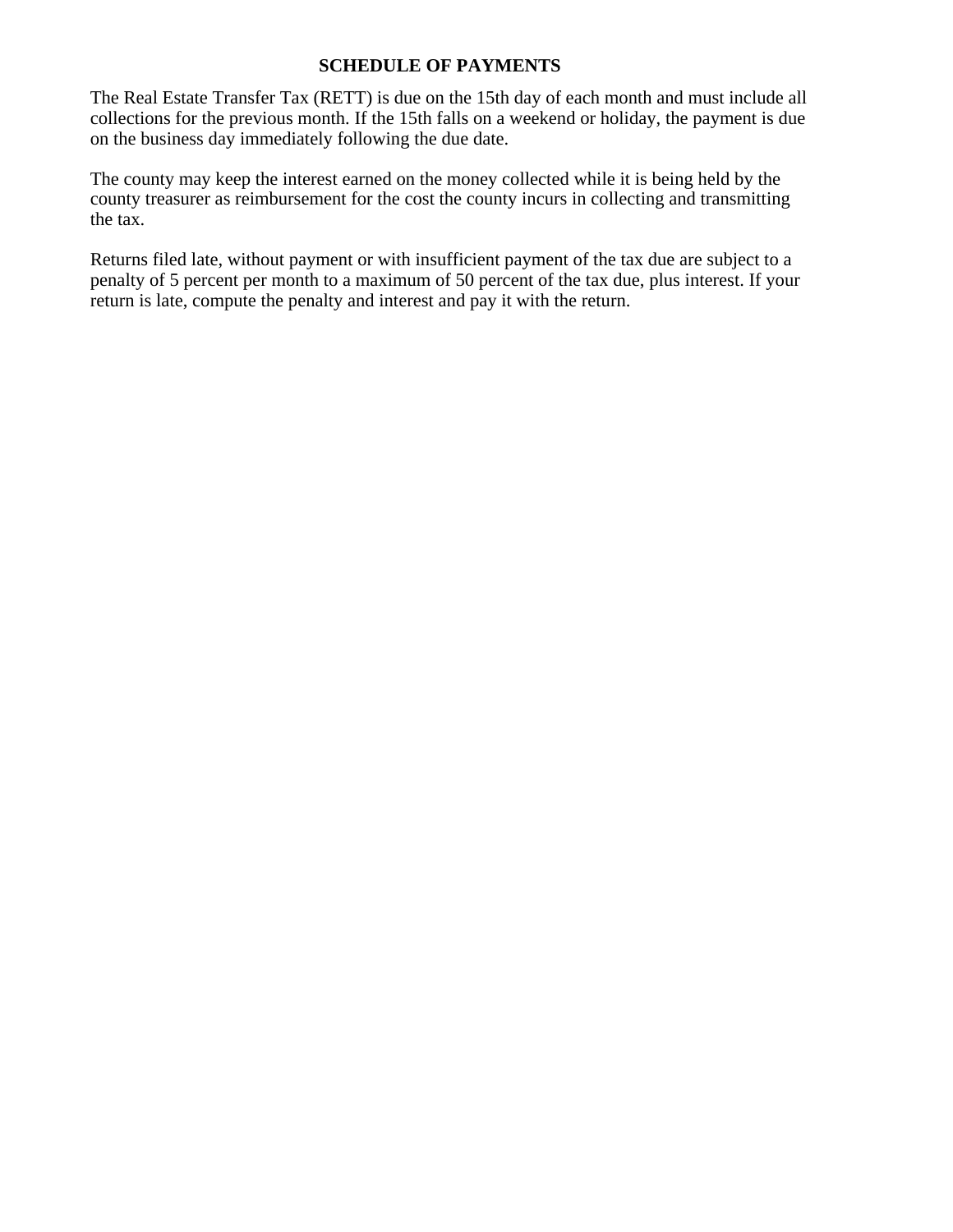# SCHEDULE OF PAYMENTS

The Real Estate Transfer Tax (RETT) is due on the 15th day of each month and must include all collections for the previous month. If the 15th falls on a weekend or holiday, the payment is due on the business day immediately following the due date.

The county may keep the interest earned on the money collected while it is being held by the county treasurer as reimbursement for the cost the county incurs in collecting and transmitting the tax.

Returns filed late, without payment or with insufficient payment of the tax due are subject to a penalty of 5 percent per month to a maximum of 50 percent of the tax due, plus interest. If your return is late, compute the penalty and interest and pay it with the return.